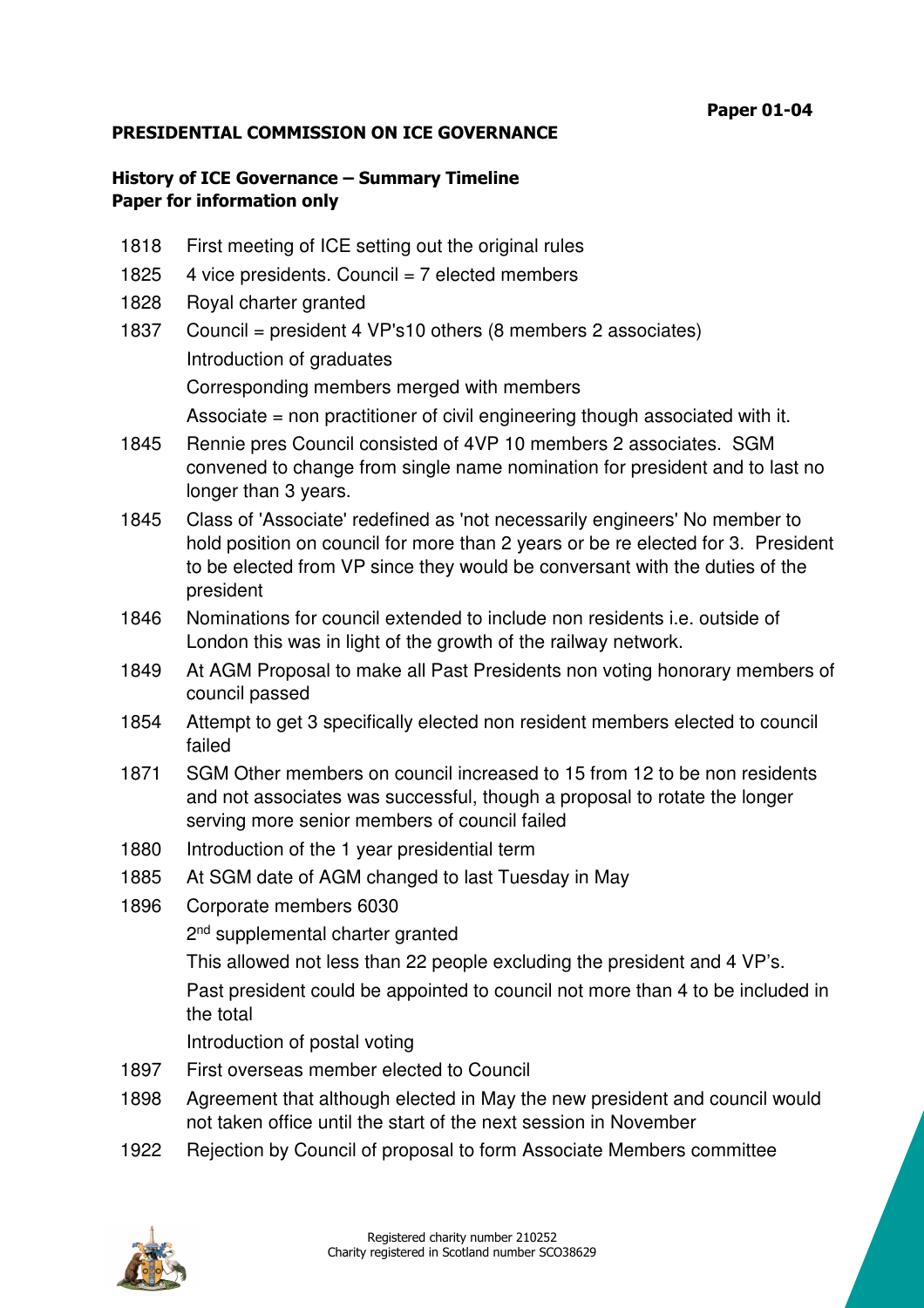**Paper 01-04**

## PRESIDENTIAL COMMISSION ON ICE GOVERNANCE

### History of ICE Governance – Summary Timeline
**Paper for information only**

| | |
|---|---|
| 1818 | First meeting of ICE setting out the original rules |
| 1825 | 4 vice presidents. Council = 7 elected members |
| 1828 | Royal charter granted |
| 1837 | Council = president 4 VP's10 others (8 members 2 associates)<br>Introduction of graduates<br>Corresponding members merged with members<br>Associate = non practitioner of civil engineering though associated with it. |
| 1845 | Rennie pres Council consisted of 4VP 10 members 2 associates. SGM convened to change from single name nomination for president and to last no longer than 3 years. |
| 1845 | Class of 'Associate' redefined as 'not necessarily engineers' No member to hold position on council for more than 2 years or be re elected for 3. President to be elected from VP since they would be conversant with the duties of the president |
| 1846 | Nominations for council extended to include non residents i.e. outside of London this was in light of the growth of the railway network. |
| 1849 | At AGM Proposal to make all Past Presidents non voting honorary members of council passed |
| 1854 | Attempt to get 3 specifically elected non resident members elected to council failed |
| 1871 | SGM Other members on council increased to 15 from 12 to be non residents and not associates was successful, though a proposal to rotate the longer serving more senior members of council failed |
| 1880 | Introduction of the 1 year presidential term |
| 1885 | At SGM date of AGM changed to last Tuesday in May |
| 1896 | Corporate members 6030<br>2nd supplemental charter granted<br>This allowed not less than 22 people excluding the president and 4 VP's.<br>Past president could be appointed to council not more than 4 to be included in the total<br>Introduction of postal voting |
| 1897 | First overseas member elected to Council |
| 1898 | Agreement that although elected in May the new president and council would not taken office until the start of the next session in November |
| 1922 | Rejection by Council of proposal to form Associate Members committee |

Registered charity number 210252
Charity registered in Scotland number SCO38629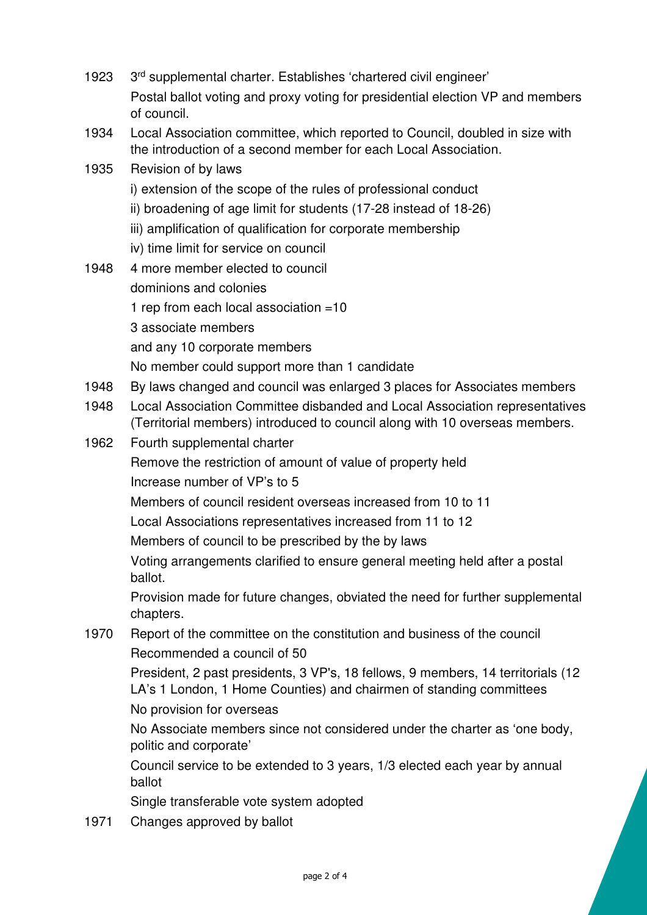1923 3rd supplemental charter. Establishes 'chartered civil engineer'

Postal ballot voting and proxy voting for presidential election VP and members of council.

1934 Local Association committee, which reported to Council, doubled in size with the introduction of a second member for each Local Association.

1935 Revision of by laws

i) extension of the scope of the rules of professional conduct

ii) broadening of age limit for students (17-28 instead of 18-26)

iii) amplification of qualification for corporate membership

iv) time limit for service on council

1948 4 more member elected to council

dominions and colonies

1 rep from each local association =10

3 associate members

and any 10 corporate members

No member could support more than 1 candidate

1948 By laws changed and council was enlarged 3 places for Associates members

1948 Local Association Committee disbanded and Local Association representatives (Territorial members) introduced to council along with 10 overseas members.

1962 Fourth supplemental charter

Remove the restriction of amount of value of property held

Increase number of VP's to 5

Members of council resident overseas increased from 10 to 11

Local Associations representatives increased from 11 to 12

Members of council to be prescribed by the by laws

Voting arrangements clarified to ensure general meeting held after a postal ballot.

Provision made for future changes, obviated the need for further supplemental chapters.

1970 Report of the committee on the constitution and business of the council

Recommended a council of 50

President, 2 past presidents, 3 VP's, 18 fellows, 9 members, 14 territorials (12 LA's 1 London, 1 Home Counties) and chairmen of standing committees

No provision for overseas

No Associate members since not considered under the charter as 'one body, politic and corporate'

Council service to be extended to 3 years, 1/3 elected each year by annual ballot

Single transferable vote system adopted

1971 Changes approved by ballot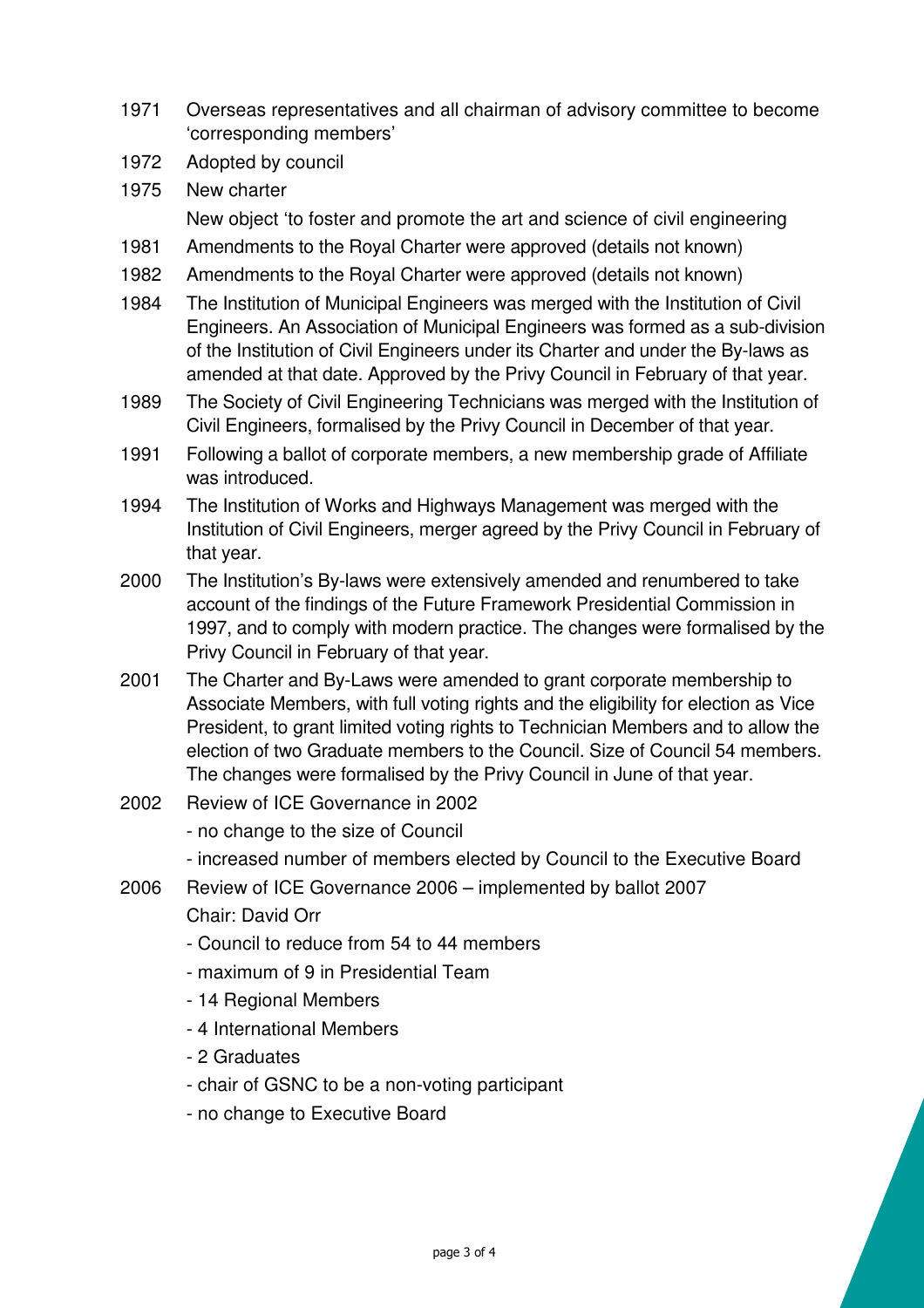1971 Overseas representatives and all chairman of advisory committee to become 'corresponding members'

1972 Adopted by council

1975 New charter

New object 'to foster and promote the art and science of civil engineering

1981 Amendments to the Royal Charter were approved (details not known)

1982 Amendments to the Royal Charter were approved (details not known)

1984 The Institution of Municipal Engineers was merged with the Institution of Civil Engineers. An Association of Municipal Engineers was formed as a sub-division of the Institution of Civil Engineers under its Charter and under the By-laws as amended at that date. Approved by the Privy Council in February of that year.

1989 The Society of Civil Engineering Technicians was merged with the Institution of Civil Engineers, formalised by the Privy Council in December of that year.

1991 Following a ballot of corporate members, a new membership grade of Affiliate was introduced.

1994 The Institution of Works and Highways Management was merged with the Institution of Civil Engineers, merger agreed by the Privy Council in February of that year.

2000 The Institution's By-laws were extensively amended and renumbered to take account of the findings of the Future Framework Presidential Commission in 1997, and to comply with modern practice. The changes were formalised by the Privy Council in February of that year.

2001 The Charter and By-Laws were amended to grant corporate membership to Associate Members, with full voting rights and the eligibility for election as Vice President, to grant limited voting rights to Technician Members and to allow the election of two Graduate members to the Council. Size of Council 54 members. The changes were formalised by the Privy Council in June of that year.

2002 Review of ICE Governance in 2002

- no change to the size of Council
- increased number of members elected by Council to the Executive Board

2006 Review of ICE Governance 2006 – implemented by ballot 2007

Chair: David Orr

- Council to reduce from 54 to 44 members
- maximum of 9 in Presidential Team
- 14 Regional Members
- 4 International Members
- 2 Graduates
- chair of GSNC to be a non-voting participant
- no change to Executive Board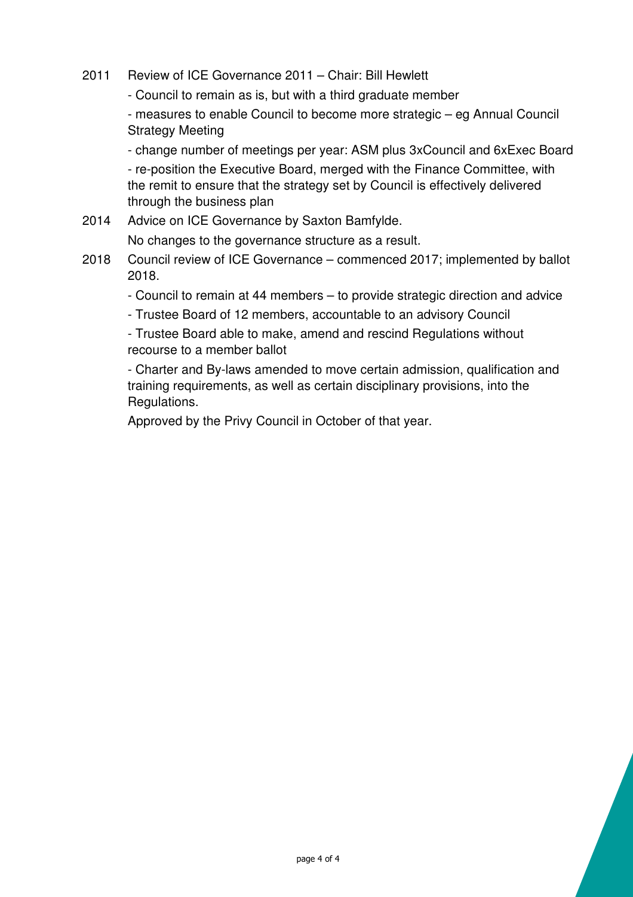2011 Review of ICE Governance 2011 – Chair: Bill Hewlett

- Council to remain as is, but with a third graduate member
- measures to enable Council to become more strategic – eg Annual Council Strategy Meeting
- change number of meetings per year: ASM plus 3xCouncil and 6xExec Board
- re-position the Executive Board, merged with the Finance Committee, with the remit to ensure that the strategy set by Council is effectively delivered through the business plan

2014 Advice on ICE Governance by Saxton Bamfylde.

No changes to the governance structure as a result.

2018 Council review of ICE Governance – commenced 2017; implemented by ballot 2018.

- Council to remain at 44 members – to provide strategic direction and advice
- Trustee Board of 12 members, accountable to an advisory Council
- Trustee Board able to make, amend and rescind Regulations without recourse to a member ballot
- Charter and By-laws amended to move certain admission, qualification and training requirements, as well as certain disciplinary provisions, into the Regulations.

Approved by the Privy Council in October of that year.